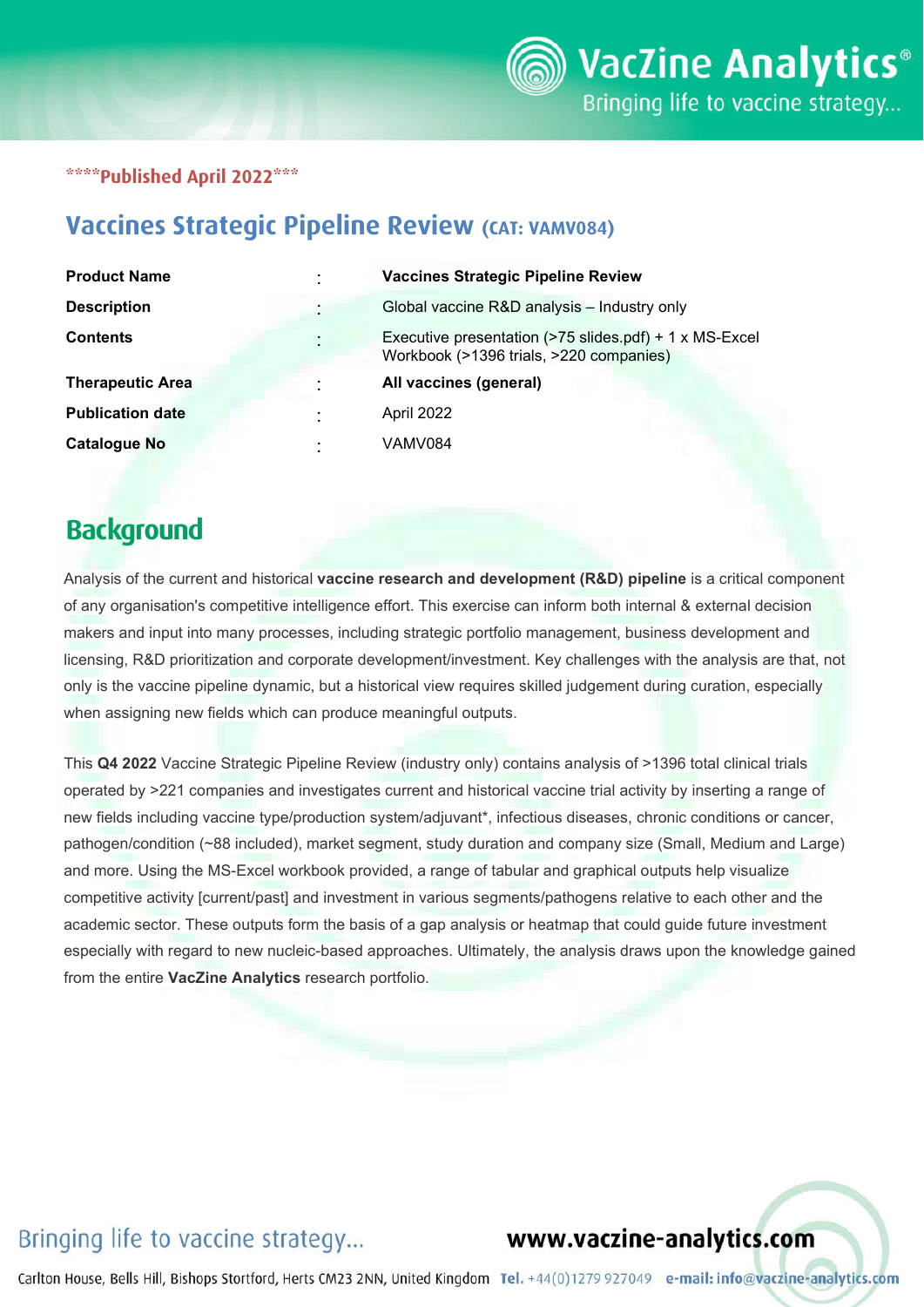****Published April 2022***

## Vaccines Strategic Pipeline Review (CAT: VAMV084)

| | | |
|---|---|---|
| **Product Name** | : | **Vaccines Strategic Pipeline Review** |
| **Description** | : | Global vaccine R&D analysis – Industry only |
| **Contents** | : | Executive presentation (>75 slides.pdf) + 1 x MS-Excel Workbook (>1396 trials, >220 companies) |
| **Therapeutic Area** | : | **All vaccines (general)** |
| **Publication date** | : | April 2022 |
| **Catalogue No** | : | VAMV084 |

## Background

Analysis of the current and historical **vaccine research and development (R&D) pipeline** is a critical component of any organisation's competitive intelligence effort. This exercise can inform both internal & external decision makers and input into many processes, including strategic portfolio management, business development and licensing, R&D prioritization and corporate development/investment. Key challenges with the analysis are that, not only is the vaccine pipeline dynamic, but a historical view requires skilled judgement during curation, especially when assigning new fields which can produce meaningful outputs.

This **Q4 2022** Vaccine Strategic Pipeline Review (industry only) contains analysis of >1396 total clinical trials operated by >221 companies and investigates current and historical vaccine trial activity by inserting a range of new fields including vaccine type/production system/adjuvant*, infectious diseases, chronic conditions or cancer, pathogen/condition (~88 included), market segment, study duration and company size (Small, Medium and Large) and more. Using the MS-Excel workbook provided, a range of tabular and graphical outputs help visualize competitive activity [current/past] and investment in various segments/pathogens relative to each other and the academic sector. These outputs form the basis of a gap analysis or heatmap that could guide future investment especially with regard to new nucleic-based approaches. Ultimately, the analysis draws upon the knowledge gained from the entire **VacZine Analytics** research portfolio.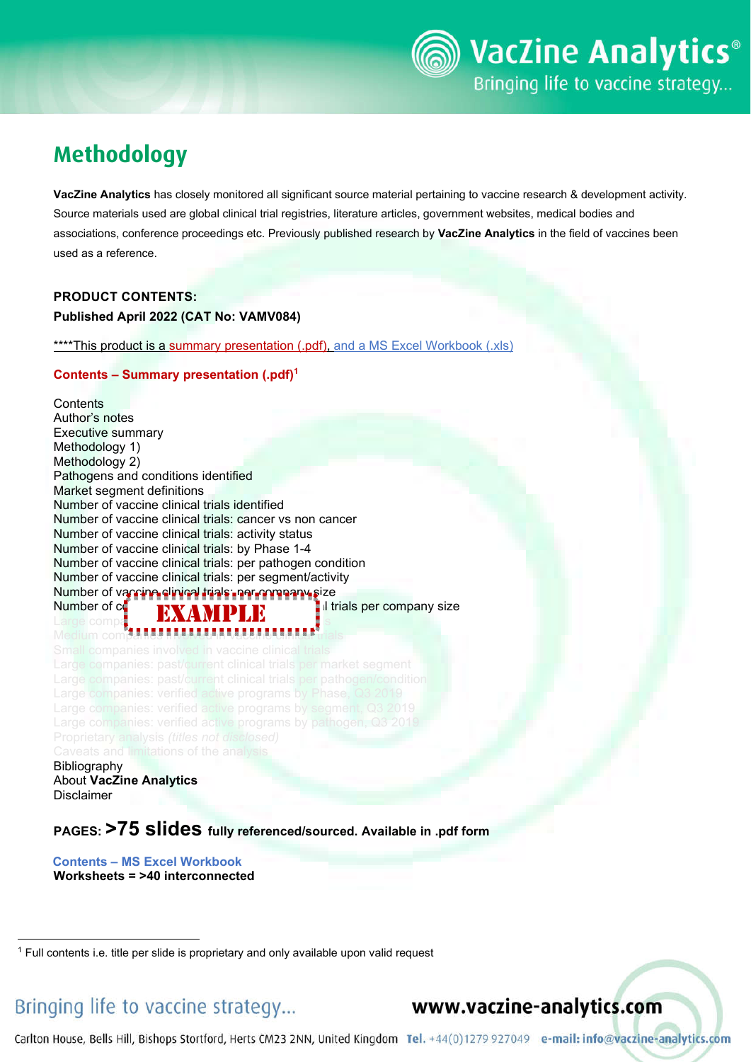# Methodology

**VacZine Analytics** has closely monitored all significant source material pertaining to vaccine research & development activity. Source materials used are global clinical trial registries, literature articles, government websites, medical bodies and associations, conference proceedings etc. Previously published research by **VacZine Analytics** in the field of vaccines been used as a reference.

**PRODUCT CONTENTS:**

**Published April 2022 (CAT No: VAMV084)**

****This product is a summary presentation (.pdf), and a MS Excel Workbook (.xls)

**Contents – Summary presentation (.pdf)[1]**

Contents
Author's notes
Executive summary
Methodology 1)
Methodology 2)
Pathogens and conditions identified
Market segment definitions
Number of vaccine clinical trials identified
Number of vaccine clinical trials: cancer vs non cancer
Number of vaccine clinical trials: activity status
Number of vaccine clinical trials: by Phase 1-4
Number of vaccine clinical trials: per pathogen condition
Number of vaccine clinical trials: per segment/activity
Number of vaccine clinical trials: per company size
Number of c... EXAMPLE ...l trials per company size
Large comp... s
Medium companies involved in vaccine clinical trials
Small companies involved in vaccine clinical trials
Large companies: past/current clinical trials per market segment
Large companies: past/current clinical trials per pathogen/condition
Large companies: verified active programs by Phase, Q3 2019
Large companies: verified active programs by segment, Q3 2019
Large companies: verified active programs by pathogen, Q3 2019
Proprietary analysis *(titles not disclosed)*
Caveats and limitations of the analysis
Bibliography
About **VacZine Analytics**
Disclaimer

**PAGES: >75 slides fully referenced/sourced. Available in .pdf form**

**Contents – MS Excel Workbook**
**Worksheets = >40 interconnected**

[1] Full contents i.e. title per slide is proprietary and only available upon valid request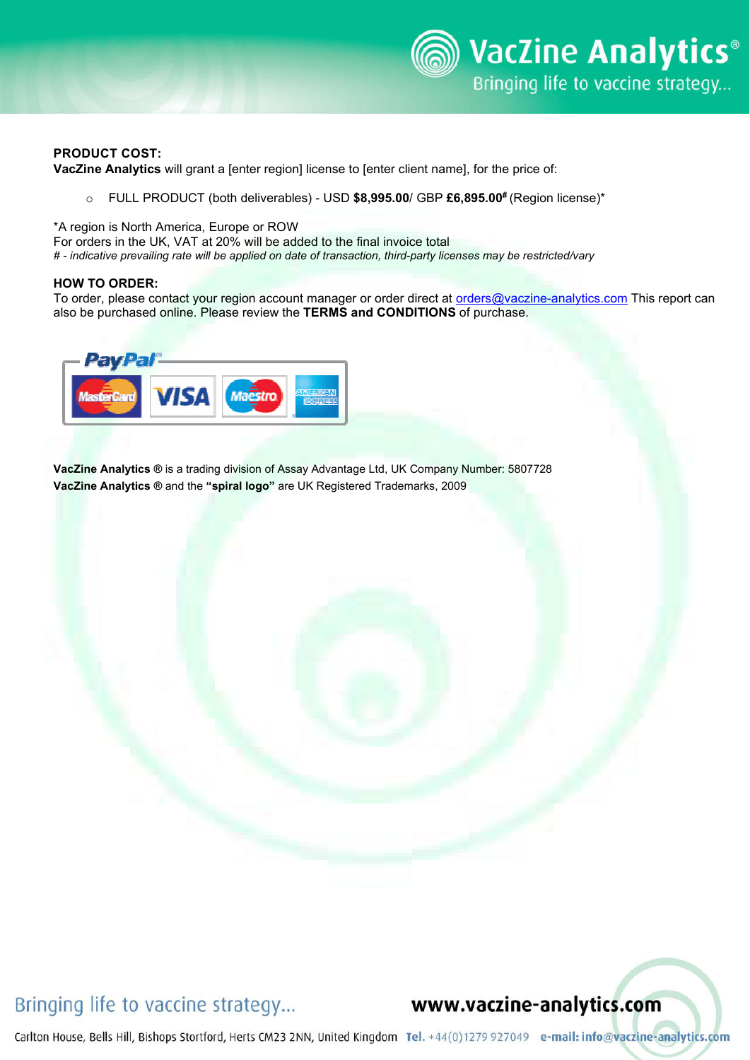**PRODUCT COST:**

**VacZine Analytics** will grant a [enter region] license to [enter client name], for the price of:

- FULL PRODUCT (both deliverables) - USD **$8,995.00**/ GBP **£6,895.00#** (Region license)*

*A region is North America, Europe or ROW
For orders in the UK, VAT at 20% will be added to the final invoice total
*# - indicative prevailing rate will be applied on date of transaction, third-party licenses may be restricted/vary*

**HOW TO ORDER:**

To order, please contact your region account manager or order direct at orders@vaczine-analytics.com This report can also be purchased online. Please review the **TERMS and CONDITIONS** of purchase.

PayPal MasterCard VISA Maestro AMERICAN EXPRESS

**VacZine Analytics** ® is a trading division of Assay Advantage Ltd, UK Company Number: 5807728
**VacZine Analytics** ® and the **"spiral logo"** are UK Registered Trademarks, 2009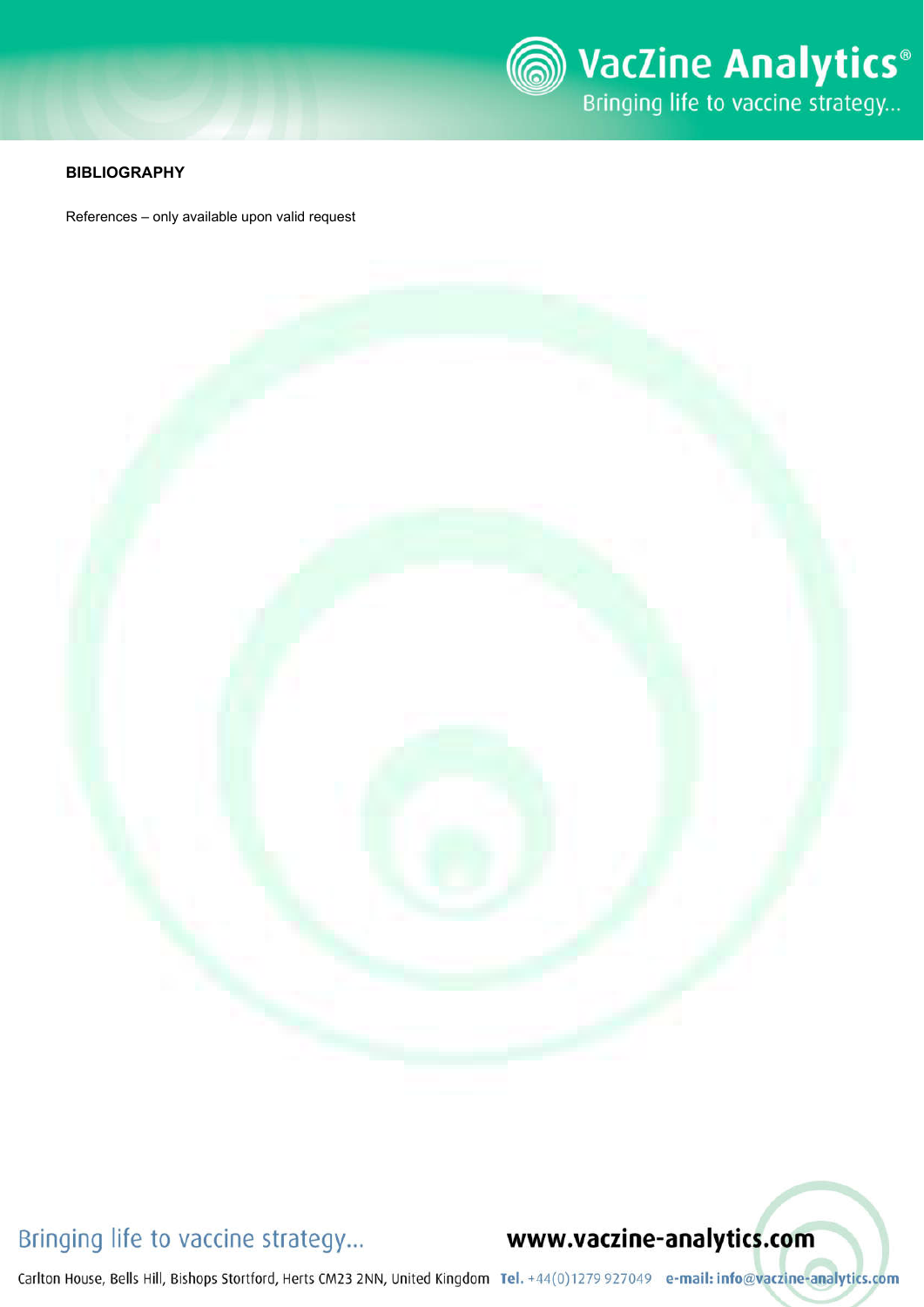**BIBLIOGRAPHY**

References – only available upon valid request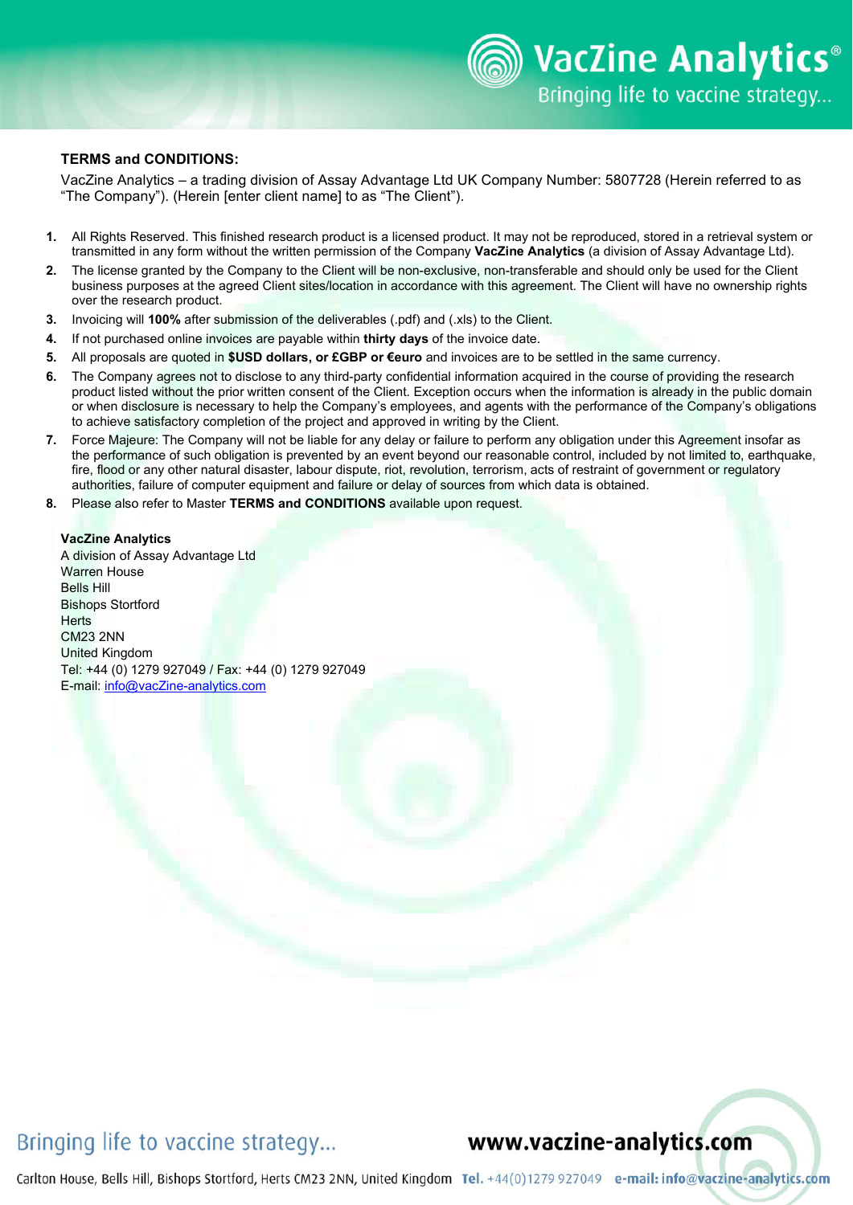## TERMS and CONDITIONS:

VacZine Analytics – a trading division of Assay Advantage Ltd UK Company Number: 5807728 (Herein referred to as "The Company"). (Herein [enter client name] to as "The Client").

1. All Rights Reserved. This finished research product is a licensed product. It may not be reproduced, stored in a retrieval system or transmitted in any form without the written permission of the Company **VacZine Analytics** (a division of Assay Advantage Ltd).
2. The license granted by the Company to the Client will be non-exclusive, non-transferable and should only be used for the Client business purposes at the agreed Client sites/location in accordance with this agreement. The Client will have no ownership rights over the research product.
3. Invoicing will **100%** after submission of the deliverables (.pdf) and (.xls) to the Client.
4. If not purchased online invoices are payable within **thirty days** of the invoice date.
5. All proposals are quoted in **$USD dollars, or £GBP or €euro** and invoices are to be settled in the same currency.
6. The Company agrees not to disclose to any third-party confidential information acquired in the course of providing the research product listed without the prior written consent of the Client. Exception occurs when the information is already in the public domain or when disclosure is necessary to help the Company's employees, and agents with the performance of the Company's obligations to achieve satisfactory completion of the project and approved in writing by the Client.
7. Force Majeure: The Company will not be liable for any delay or failure to perform any obligation under this Agreement insofar as the performance of such obligation is prevented by an event beyond our reasonable control, included by not limited to, earthquake, fire, flood or any other natural disaster, labour dispute, riot, revolution, terrorism, acts of restraint of government or regulatory authorities, failure of computer equipment and failure or delay of sources from which data is obtained.
8. Please also refer to Master **TERMS and CONDITIONS** available upon request.

**VacZine Analytics**
A division of Assay Advantage Ltd
Warren House
Bells Hill
Bishops Stortford
Herts
CM23 2NN
United Kingdom
Tel: +44 (0) 1279 927049 / Fax: +44 (0) 1279 927049
E-mail: info@vacZine-analytics.com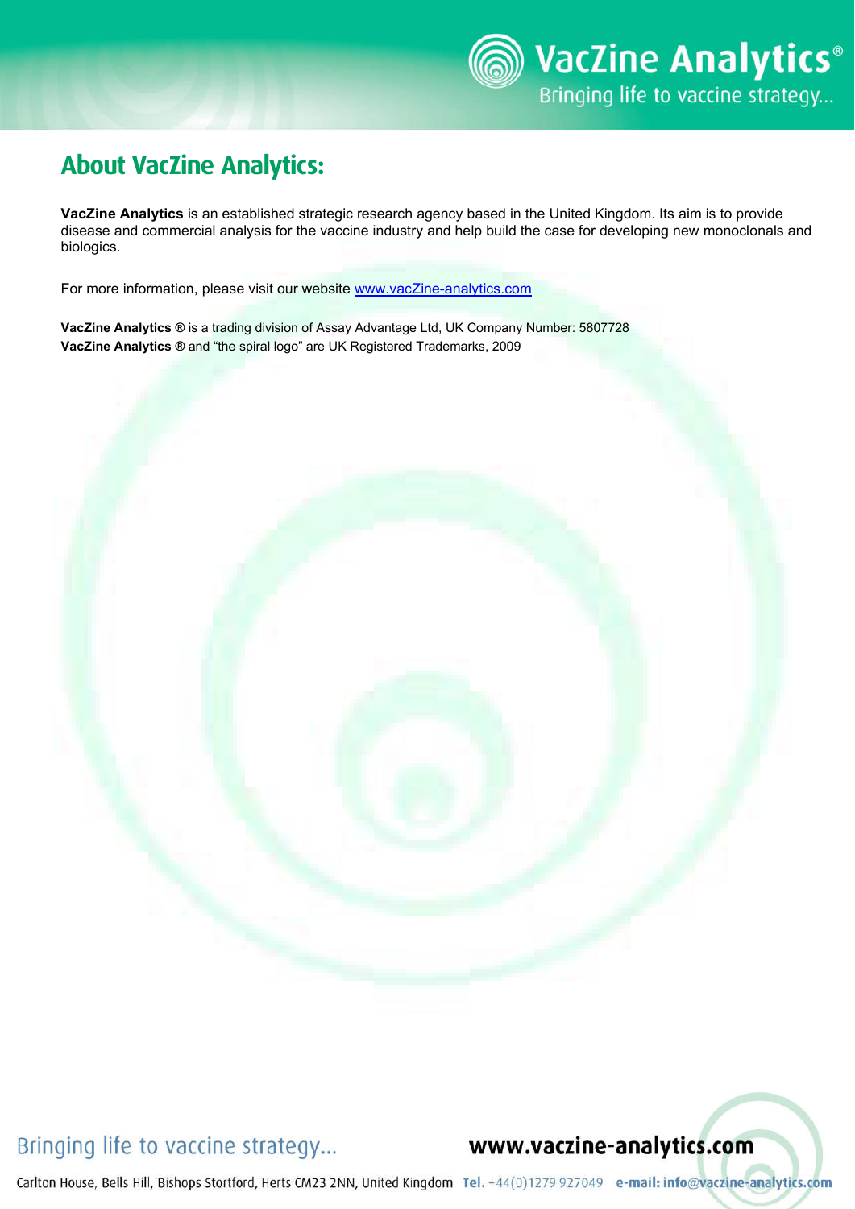## About VacZine Analytics:

**VacZine Analytics** is an established strategic research agency based in the United Kingdom. Its aim is to provide disease and commercial analysis for the vaccine industry and help build the case for developing new monoclonals and biologics.

For more information, please visit our website www.vacZine-analytics.com

**VacZine Analytics** ® is a trading division of Assay Advantage Ltd, UK Company Number: 5807728
**VacZine Analytics** ® and "the spiral logo" are UK Registered Trademarks, 2009